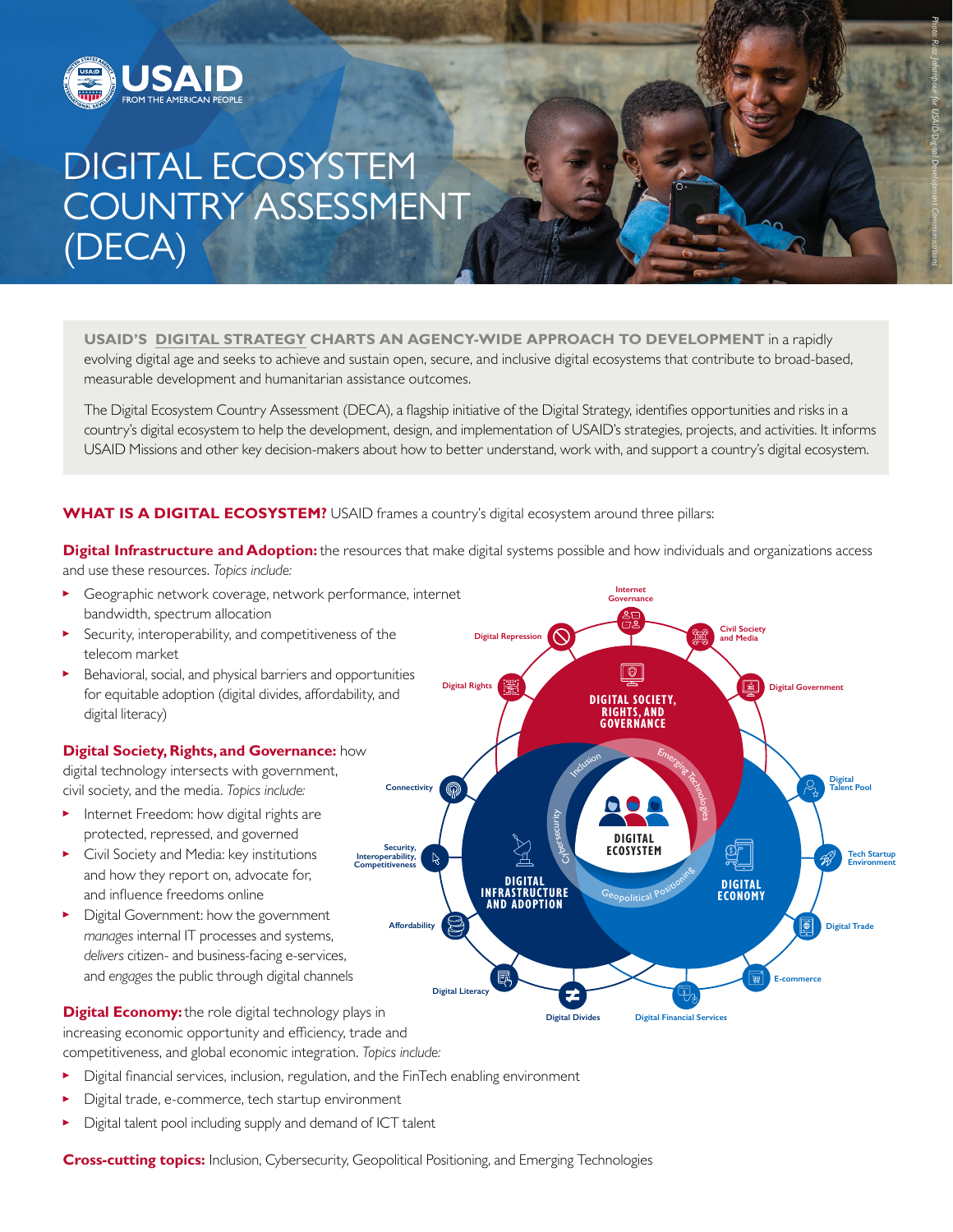# DIGITAL ECOSYSTEM COUNTRY ASSESSMENT (DECA)

**USAID'S DIGITAL STRATEGY CHARTS AN AGENCY-WIDE APPROACH TO DEVELOPMENT** in a rapidly evolving digital age and seeks to achieve and sustain open, secure, and inclusive digital ecosystems that contribute to broad-based, measurable development and humanitarian assistance outcomes.

The Digital Ecosystem Country Assessment (DECA), a flagship initiative of the Digital Strategy, identifies opportunities and risks in a country's digital ecosystem to help the development, design, and implementation of USAID's strategies, projects, and activities. It informs USAID Missions and other key decision-makers about how to better understand, work with, and support a country's digital ecosystem.

**WHAT IS A DIGITAL ECOSYSTEM?** USAID frames a country's digital ecosystem around three pillars:

**Digital Infrastructure and Adoption:** the resources that make digital systems possible and how individuals and organizations access and use these resources. *Topics include:*

- Geographic network coverage, network performance, internet bandwidth, spectrum allocation
- Security, interoperability, and competitiveness of the telecom market
- Behavioral, social, and physical barriers and opportunities for equitable adoption (digital divides, affordability, and digital literacy)

**Digital Society, Rights, and Governance:** how digital technology intersects with government, civil society, and the media. *Topics include:*

- Internet Freedom: how digital rights are protected, repressed, and governed
- Civil Society and Media: key institutions and how they report on, advocate for, and influence freedoms online
- Digital Government: how the government *manages* internal IT processes and systems, *delivers* citizen- and business-facing e-services, and *engages* the public through digital channels

**Digital Economy:** the role digital technology plays in increasing economic opportunity and efficiency, trade and competitiveness, and global economic integration. *Topics include:*

- Digital financial services, inclusion, regulation, and the FinTech enabling environment
- Digital trade, e-commerce, tech startup environment
- Digital talent pool including supply and demand of ICT talent

**Cross-cutting topics:** Inclusion, Cybersecurity, Geopolitical Positioning, and Emerging Technologies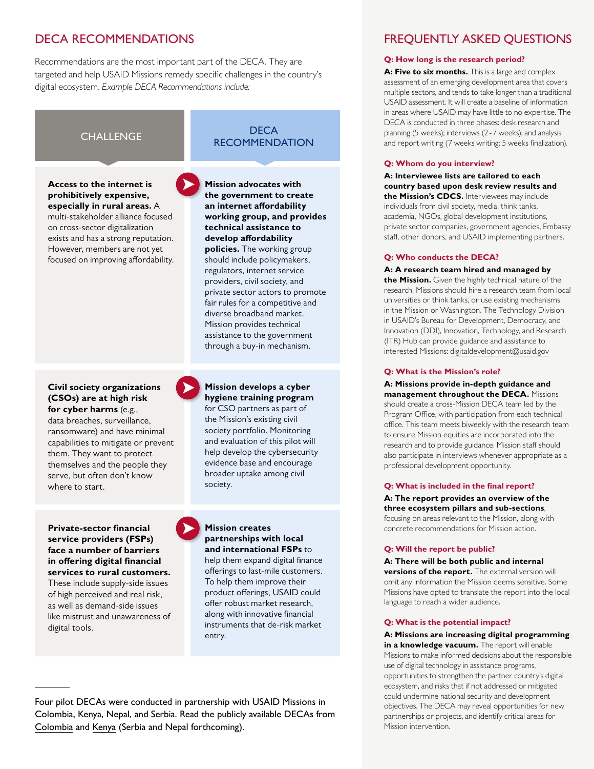## DECA RECOMMENDATIONS

Recommendations are the most important part of the DECA. They are targeted and help USAID Missions remedy specific challenges in the country's digital ecosystem. *Example DECA Recommendations include:*

| CHALLENGE | DECA RECOMMENDATION |
|---|---|
| **Access to the internet is prohibitively expensive, especially in rural areas.** A multi-stakeholder alliance focused on cross-sector digitalization exists and has a strong reputation. However, members are not yet focused on improving affordability. | **Mission advocates with the government to create an internet affordability working group, and provides technical assistance to develop affordability policies.** The working group should include policymakers, regulators, internet service providers, civil society, and private sector actors to promote fair rules for a competitive and diverse broadband market. Mission provides technical assistance to the government through a buy-in mechanism. |
| **Civil society organizations (CSOs) are at high risk for cyber harms** (e.g., data breaches, surveillance, ransomware) and have minimal capabilities to mitigate or prevent them. They want to protect themselves and the people they serve, but often don't know where to start. | **Mission develops a cyber hygiene training program** for CSO partners as part of the Mission's existing civil society portfolio. Monitoring and evaluation of this pilot will help develop the cybersecurity evidence base and encourage broader uptake among civil society. |
| **Private-sector financial service providers (FSPs) face a number of barriers in offering digital financial services to rural customers.** These include supply-side issues of high perceived and real risk, as well as demand-side issues like mistrust and unawareness of digital tools. | **Mission creates partnerships with local and international FSPs** to help them expand digital finance offerings to last-mile customers. To help them improve their product offerings, USAID could offer robust market research, along with innovative financial instruments that de-risk market entry. |

Four pilot DECAs were conducted in partnership with USAID Missions in Colombia, Kenya, Nepal, and Serbia. Read the publicly available DECAs from Colombia and Kenya (Serbia and Nepal forthcoming).

## FREQUENTLY ASKED QUESTIONS

**Q: How long is the research period?**

**A: Five to six months.** This is a large and complex assessment of an emerging development area that covers multiple sectors, and tends to take longer than a traditional USAID assessment. It will create a baseline of information in areas where USAID may have little to no expertise. The DECA is conducted in three phases: desk research and planning (5 weeks); interviews (2-7 weeks); and analysis and report writing (7 weeks writing; 5 weeks finalization).

**Q: Whom do you interview?**

**A: Interviewee lists are tailored to each country based upon desk review results and the Mission's CDCS.** Interviewees may include individuals from civil society, media, think tanks, academia, NGOs, global development institutions, private sector companies, government agencies, Embassy staff, other donors, and USAID implementing partners.

**Q: Who conducts the DECA?**

**A: A research team hired and managed by the Mission.** Given the highly technical nature of the research, Missions should hire a research team from local universities or think tanks, or use existing mechanisms in the Mission or Washington. The Technology Division in USAID's Bureau for Development, Democracy, and Innovation (DDI), Innovation, Technology, and Research (ITR) Hub can provide guidance and assistance to interested Missions: digitaldevelopment@usaid.gov

**Q: What is the Mission's role?**

**A: Missions provide in-depth guidance and management throughout the DECA.** Missions should create a cross-Mission DECA team led by the Program Office, with participation from each technical office. This team meets biweekly with the research team to ensure Mission equities are incorporated into the research and to provide guidance. Mission staff should also participate in interviews whenever appropriate as a professional development opportunity.

**Q: What is included in the final report?**

**A: The report provides an overview of the three ecosystem pillars and sub-sections**, focusing on areas relevant to the Mission, along with concrete recommendations for Mission action.

**Q: Will the report be public?**

**A: There will be both public and internal versions of the report.** The external version will omit any information the Mission deems sensitive. Some Missions have opted to translate the report into the local language to reach a wider audience.

**Q: What is the potential impact?**

**A: Missions are increasing digital programming in a knowledge vacuum.** The report will enable Missions to make informed decisions about the responsible use of digital technology in assistance programs, opportunities to strengthen the partner country's digital ecosystem, and risks that if not addressed or mitigated could undermine national security and development objectives. The DECA may reveal opportunities for new partnerships or projects, and identify critical areas for Mission intervention.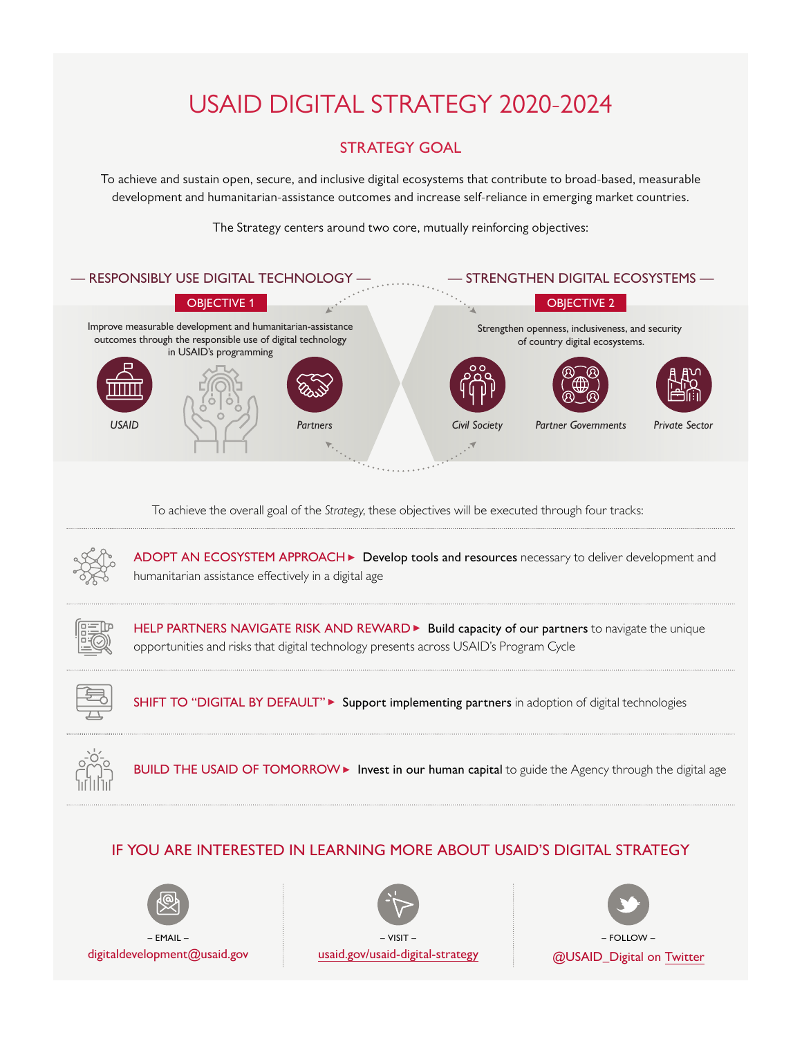# USAID DIGITAL STRATEGY 2020-2024

## STRATEGY GOAL

To achieve and sustain open, secure, and inclusive digital ecosystems that contribute to broad-based, measurable development and humanitarian-assistance outcomes and increase self-reliance in emerging market countries.

The Strategy centers around two core, mutually reinforcing objectives:

### — RESPONSIBLY USE DIGITAL TECHNOLOGY —

**OBJECTIVE 1**

Improve measurable development and humanitarian-assistance outcomes through the responsible use of digital technology in USAID's programming

*USAID*

*Partners*

### — STRENGTHEN DIGITAL ECOSYSTEMS —

**OBJECTIVE 2**

Strengthen openness, inclusiveness, and security of country digital ecosystems.

*Civil Society*

*Partner Governments*

*Private Sector*

To achieve the overall goal of the *Strategy*, these objectives will be executed through four tracks:

ADOPT AN ECOSYSTEM APPROACH ▸ **Develop tools and resources** necessary to deliver development and humanitarian assistance effectively in a digital age

HELP PARTNERS NAVIGATE RISK AND REWARD ▸ **Build capacity of our partners** to navigate the unique opportunities and risks that digital technology presents across USAID's Program Cycle

SHIFT TO "DIGITAL BY DEFAULT" ▸ **Support implementing partners** in adoption of digital technologies

BUILD THE USAID OF TOMORROW ▸ **Invest in our human capital** to guide the Agency through the digital age

## IF YOU ARE INTERESTED IN LEARNING MORE ABOUT USAID'S DIGITAL STRATEGY

– EMAIL –
digitaldevelopment@usaid.gov

– VISIT –
usaid.gov/usaid-digital-strategy

– FOLLOW –
@USAID_Digital on Twitter